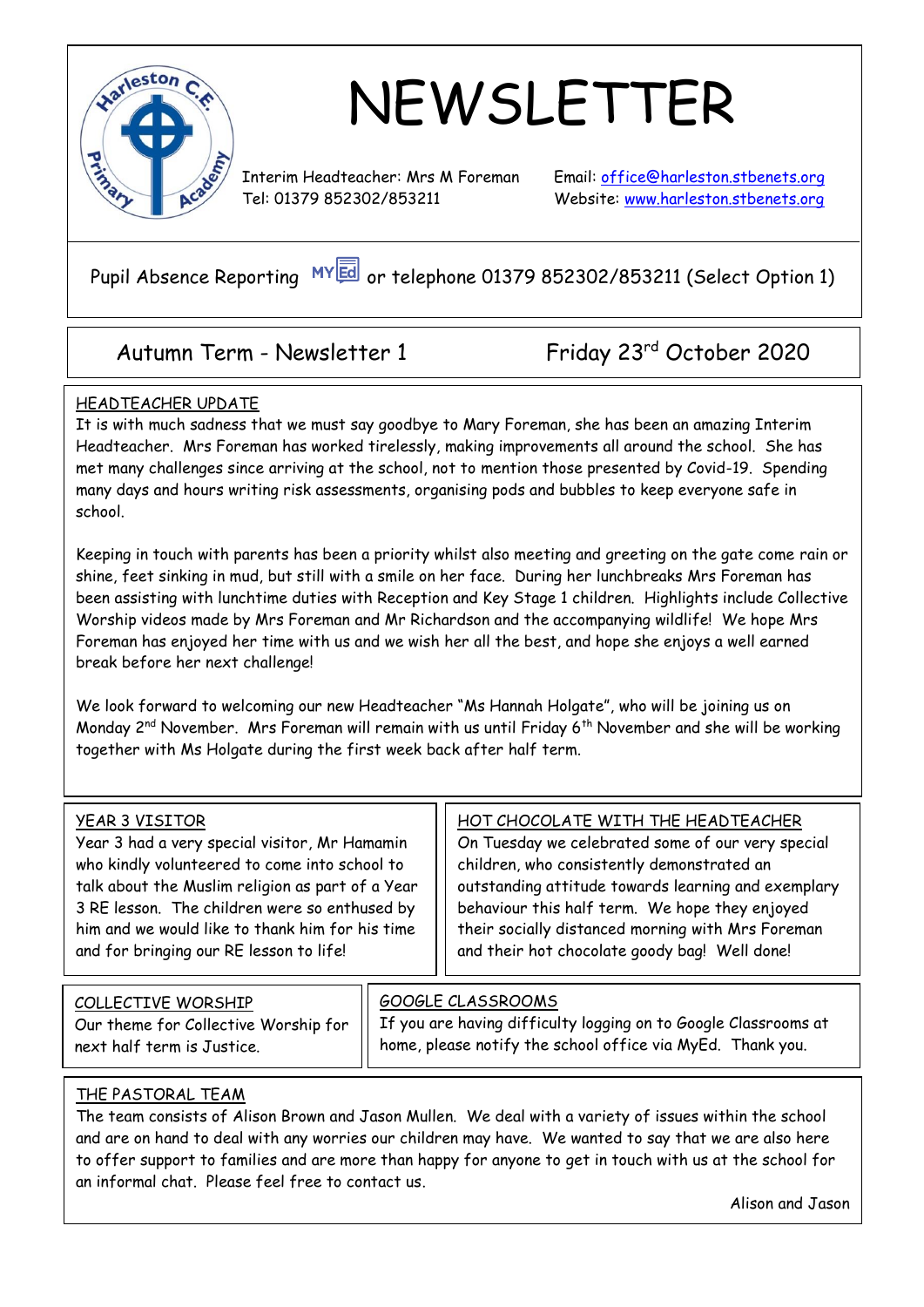# NEWSLETTER

Interim Headteacher: Mrs M Foreman
Tel: 01379 852302/853211

Email: office@harleston.stbenets.org
Website: www.harleston.stbenets.org

Pupil Absence Reporting MyEd or telephone 01379 852302/853211 (Select Option 1)

## Autumn Term - Newsletter 1 — Friday 23rd October 2020

### HEADTEACHER UPDATE

It is with much sadness that we must say goodbye to Mary Foreman, she has been an amazing Interim Headteacher. Mrs Foreman has worked tirelessly, making improvements all around the school. She has met many challenges since arriving at the school, not to mention those presented by Covid-19. Spending many days and hours writing risk assessments, organising pods and bubbles to keep everyone safe in school.

Keeping in touch with parents has been a priority whilst also meeting and greeting on the gate come rain or shine, feet sinking in mud, but still with a smile on her face. During her lunchbreaks Mrs Foreman has been assisting with lunchtime duties with Reception and Key Stage 1 children. Highlights include Collective Worship videos made by Mrs Foreman and Mr Richardson and the accompanying wildlife! We hope Mrs Foreman has enjoyed her time with us and we wish her all the best, and hope she enjoys a well earned break before her next challenge!

We look forward to welcoming our new Headteacher "Ms Hannah Holgate", who will be joining us on Monday 2nd November. Mrs Foreman will remain with us until Friday 6th November and she will be working together with Ms Holgate during the first week back after half term.

### YEAR 3 VISITOR

Year 3 had a very special visitor, Mr Hamamin who kindly volunteered to come into school to talk about the Muslim religion as part of a Year 3 RE lesson. The children were so enthused by him and we would like to thank him for his time and for bringing our RE lesson to life!

### HOT CHOCOLATE WITH THE HEADTEACHER

On Tuesday we celebrated some of our very special children, who consistently demonstrated an outstanding attitude towards learning and exemplary behaviour this half term. We hope they enjoyed their socially distanced morning with Mrs Foreman and their hot chocolate goody bag! Well done!

### COLLECTIVE WORSHIP

Our theme for Collective Worship for next half term is Justice.

### GOOGLE CLASSROOMS

If you are having difficulty logging on to Google Classrooms at home, please notify the school office via MyEd. Thank you.

### THE PASTORAL TEAM

The team consists of Alison Brown and Jason Mullen. We deal with a variety of issues within the school and are on hand to deal with any worries our children may have. We wanted to say that we are also here to offer support to families and are more than happy for anyone to get in touch with us at the school for an informal chat. Please feel free to contact us.

Alison and Jason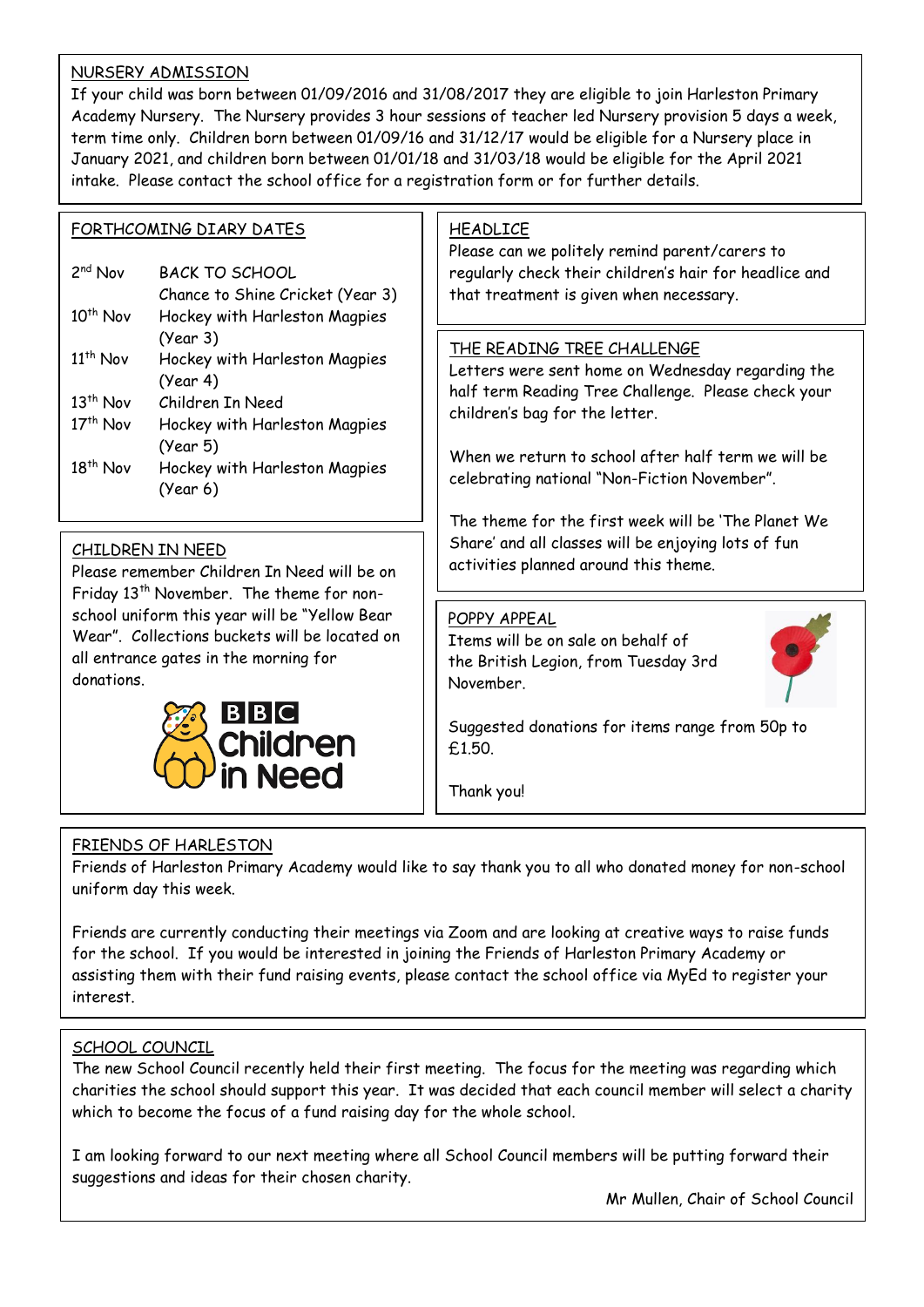## NURSERY ADMISSION

If your child was born between 01/09/2016 and 31/08/2017 they are eligible to join Harleston Primary Academy Nursery. The Nursery provides 3 hour sessions of teacher led Nursery provision 5 days a week, term time only. Children born between 01/09/16 and 31/12/17 would be eligible for a Nursery place in January 2021, and children born between 01/01/18 and 31/03/18 would be eligible for the April 2021 intake. Please contact the school office for a registration form or for further details.

## FORTHCOMING DIARY DATES

| | |
|---|---|
| 2nd Nov | BACK TO SCHOOL<br>Chance to Shine Cricket (Year 3) |
| 10th Nov | Hockey with Harleston Magpies (Year 3) |
| 11th Nov | Hockey with Harleston Magpies (Year 4) |
| 13th Nov | Children In Need |
| 17th Nov | Hockey with Harleston Magpies (Year 5) |
| 18th Nov | Hockey with Harleston Magpies (Year 6) |

## CHILDREN IN NEED

Please remember Children In Need will be on Friday 13th November. The theme for non-school uniform this year will be "Yellow Bear Wear". Collections buckets will be located on all entrance gates in the morning for donations.

## HEADLICE

Please can we politely remind parent/carers to regularly check their children's hair for headlice and that treatment is given when necessary.

## THE READING TREE CHALLENGE

Letters were sent home on Wednesday regarding the half term Reading Tree Challenge. Please check your children's bag for the letter.

When we return to school after half term we will be celebrating national "Non-Fiction November".

The theme for the first week will be 'The Planet We Share' and all classes will be enjoying lots of fun activities planned around this theme.

## POPPY APPEAL

Items will be on sale on behalf of the British Legion, from Tuesday 3rd November.

Suggested donations for items range from 50p to £1.50.

Thank you!

## FRIENDS OF HARLESTON

Friends of Harleston Primary Academy would like to say thank you to all who donated money for non-school uniform day this week.

Friends are currently conducting their meetings via Zoom and are looking at creative ways to raise funds for the school. If you would be interested in joining the Friends of Harleston Primary Academy or assisting them with their fund raising events, please contact the school office via MyEd to register your interest.

## SCHOOL COUNCIL

The new School Council recently held their first meeting. The focus for the meeting was regarding which charities the school should support this year. It was decided that each council member will select a charity which to become the focus of a fund raising day for the whole school.

I am looking forward to our next meeting where all School Council members will be putting forward their suggestions and ideas for their chosen charity.

Mr Mullen, Chair of School Council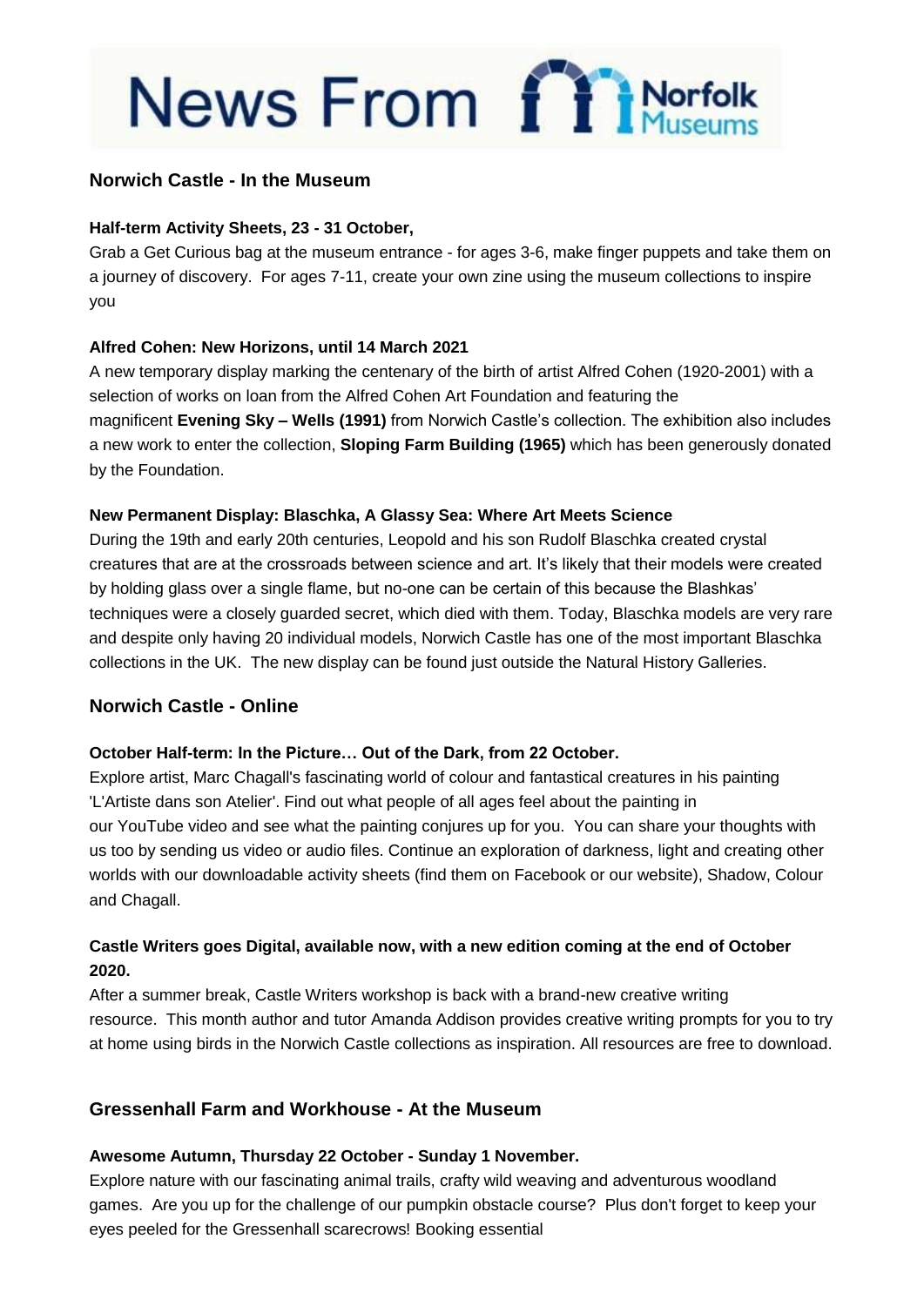# News From Norfolk Museums

## Norwich Castle - In the Museum

**Half-term Activity Sheets, 23 - 31 October,**

Grab a Get Curious bag at the museum entrance - for ages 3-6, make finger puppets and take them on a journey of discovery. For ages 7-11, create your own zine using the museum collections to inspire you

**Alfred Cohen: New Horizons, until 14 March 2021**

A new temporary display marking the centenary of the birth of artist Alfred Cohen (1920-2001) with a selection of works on loan from the Alfred Cohen Art Foundation and featuring the magnificent **Evening Sky – Wells (1991)** from Norwich Castle's collection. The exhibition also includes a new work to enter the collection, **Sloping Farm Building (1965)** which has been generously donated by the Foundation.

**New Permanent Display: Blaschka, A Glassy Sea: Where Art Meets Science**

During the 19th and early 20th centuries, Leopold and his son Rudolf Blaschka created crystal creatures that are at the crossroads between science and art. It's likely that their models were created by holding glass over a single flame, but no-one can be certain of this because the Blashkas' techniques were a closely guarded secret, which died with them. Today, Blaschka models are very rare and despite only having 20 individual models, Norwich Castle has one of the most important Blaschka collections in the UK. The new display can be found just outside the Natural History Galleries.

## Norwich Castle - Online

**October Half-term: In the Picture… Out of the Dark, from 22 October.**

Explore artist, Marc Chagall's fascinating world of colour and fantastical creatures in his painting 'L'Artiste dans son Atelier'. Find out what people of all ages feel about the painting in our YouTube video and see what the painting conjures up for you. You can share your thoughts with us too by sending us video or audio files. Continue an exploration of darkness, light and creating other worlds with our downloadable activity sheets (find them on Facebook or our website), Shadow, Colour and Chagall.

**Castle Writers goes Digital, available now, with a new edition coming at the end of October 2020.**

After a summer break, Castle Writers workshop is back with a brand-new creative writing resource. This month author and tutor Amanda Addison provides creative writing prompts for you to try at home using birds in the Norwich Castle collections as inspiration. All resources are free to download.

## Gressenhall Farm and Workhouse - At the Museum

**Awesome Autumn, Thursday 22 October - Sunday 1 November.**

Explore nature with our fascinating animal trails, crafty wild weaving and adventurous woodland games. Are you up for the challenge of our pumpkin obstacle course? Plus don't forget to keep your eyes peeled for the Gressenhall scarecrows! Booking essential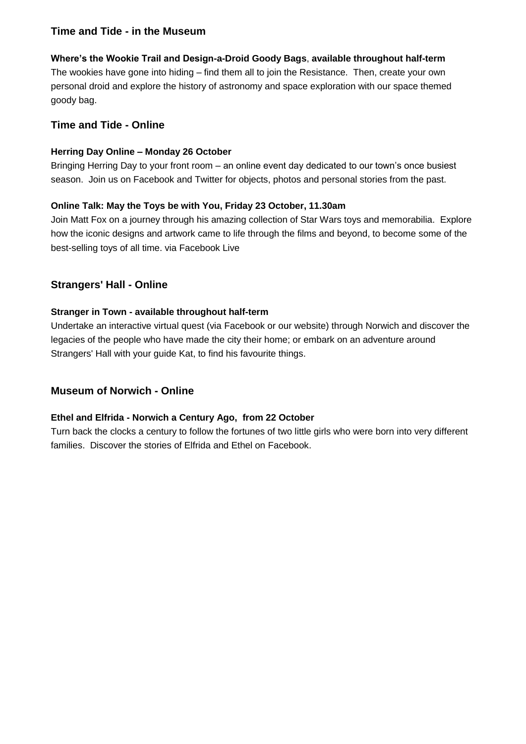## Time and Tide - in the Museum

**Where's the Wookie Trail and Design-a-Droid Goody Bags**, **available throughout half-term**
The wookies have gone into hiding – find them all to join the Resistance. Then, create your own personal droid and explore the history of astronomy and space exploration with our space themed goody bag.

## Time and Tide - Online

**Herring Day Online – Monday 26 October**
Bringing Herring Day to your front room – an online event day dedicated to our town's once busiest season. Join us on Facebook and Twitter for objects, photos and personal stories from the past.

**Online Talk: May the Toys be with You, Friday 23 October, 11.30am**
Join Matt Fox on a journey through his amazing collection of Star Wars toys and memorabilia. Explore how the iconic designs and artwork came to life through the films and beyond, to become some of the best-selling toys of all time. via Facebook Live

## Strangers' Hall - Online

**Stranger in Town - available throughout half-term**
Undertake an interactive virtual quest (via Facebook or our website) through Norwich and discover the legacies of the people who have made the city their home; or embark on an adventure around Strangers' Hall with your guide Kat, to find his favourite things.

## Museum of Norwich - Online

**Ethel and Elfrida - Norwich a Century Ago, from 22 October**
Turn back the clocks a century to follow the fortunes of two little girls who were born into very different families. Discover the stories of Elfrida and Ethel on Facebook.